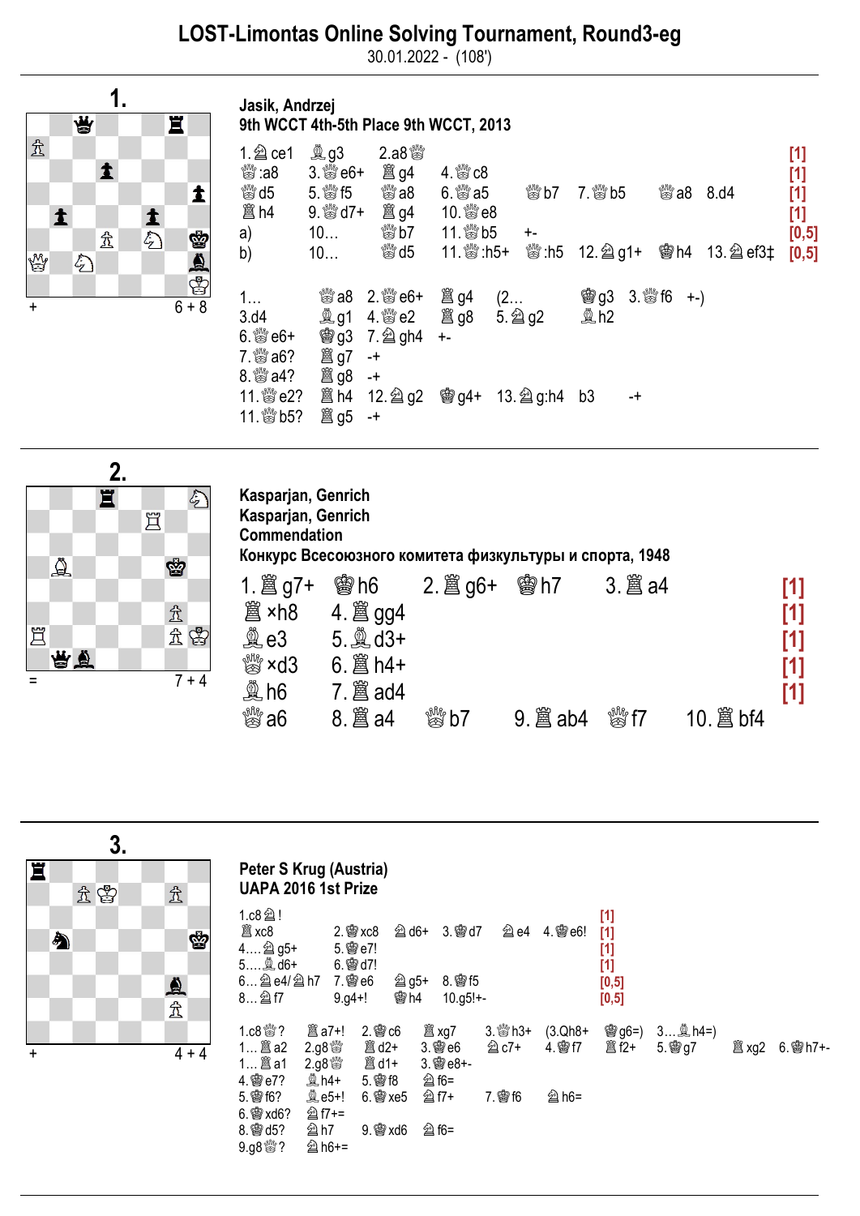# LOST-Limontas Online Solving Tournament, Round3-eg

30.01.2022 - (108')

## 1.

\+ 6 + 8

**Jasik, Andrzej**
**9th WCCT 4th-5th Place 9th WCCT, 2013**

1.♘ce1 ♗g3 2.a8♕ [1]
♕:a8 3.♕e6+ ♖g4 4.♕c8 [1]
♕d5 5.♕f5 ♕a8 6.♕a5 ♕b7 7.♕b5 ♕a8 8.d4 [1]
♖h4 9.♕d7+ ♖g4 10.♕e8 [1]
a) 10… ♕b7 11.♕b5 +- [0,5]
b) 10… ♕d5 11.♕:h5+ ♕:h5 12.♘g1+ ♔h4 13.♘ef3‡ [0,5]

1… ♕a8 2.♕e6+ ♖g4 (2… ♔g3 3.♕f6 +-)
3.d4 ♗g1 4.♕e2 ♖g8 5.♘g2 ♗h2
6.♕e6+ ♔g3 7.♘gh4 +-
7.♕a6? ♖g7 -+
8.♕a4? ♖g8 -+
11.♕e2? ♖h4 12.♘g2 ♔g4+ 13.♘g:h4 b3 -+
11.♕b5? ♖g5 -+

## 2.

= 7 + 4

**Kasparjan, Genrich**
**Kasparjan, Genrich**
**Commendation**
**Конкурс Всесоюзного комитета физкультуры и спорта, 1948**

1.♖g7+ ♔h6 2.♖g6+ ♔h7 3.♖a4 [1]
♖×h8 4.♖gg4 [1]
♗e3 5.♗d3+ [1]
♕×d3 6.♖h4+ [1]
♗h6 7.♖ad4 [1]
♕a6 8.♖a4 ♕b7 9.♖ab4 ♕f7 10.♖bf4

## 3.

\+ 4 + 4

**Peter S Krug (Austria)**
**UAPA 2016 1st Prize**

1.c8♘! [1]
♖xc8 2.♔xc8 ♘d6+ 3.♔d7 ♘e4 4.♔e6! [1]
4….♘g5+ 5.♔e7! [1]
5….♗d6+ 6.♔d7! [1]
6…♘e4/♘h7 7.♔e6 ♘g5+ 8.♔f5 [0,5]
8…♘f7 9.g4+! ♔h4 10.g5!+- [0,5]

1.c8♕? ♖a7+! 2.♔c6 ♖xg7 3.♕h3+ (3.Qh8+ ♔g6=) 3…♗h4=)
1…♖a2 2.g8♕ ♖d2+ 3.♔e6 ♘c7+ 4.♔f7 ♖f2+ 5.♔g7 ♖xg2 6.♔h7+-
1…♖a1 2.g8♕ ♖d1+ 3.♔e8+-
4.♔e7? ♗h4+ 5.♔f8 ♘f6=
5.♔f6? ♗e5+! 6.♔xe5 ♘f7+ 7.♔f6 ♘h6=
6.♔xd6? ♘f7+=
8.♔d5? ♘h7 9.♔xd6 ♘f6=
9.g8♕? ♘h6+=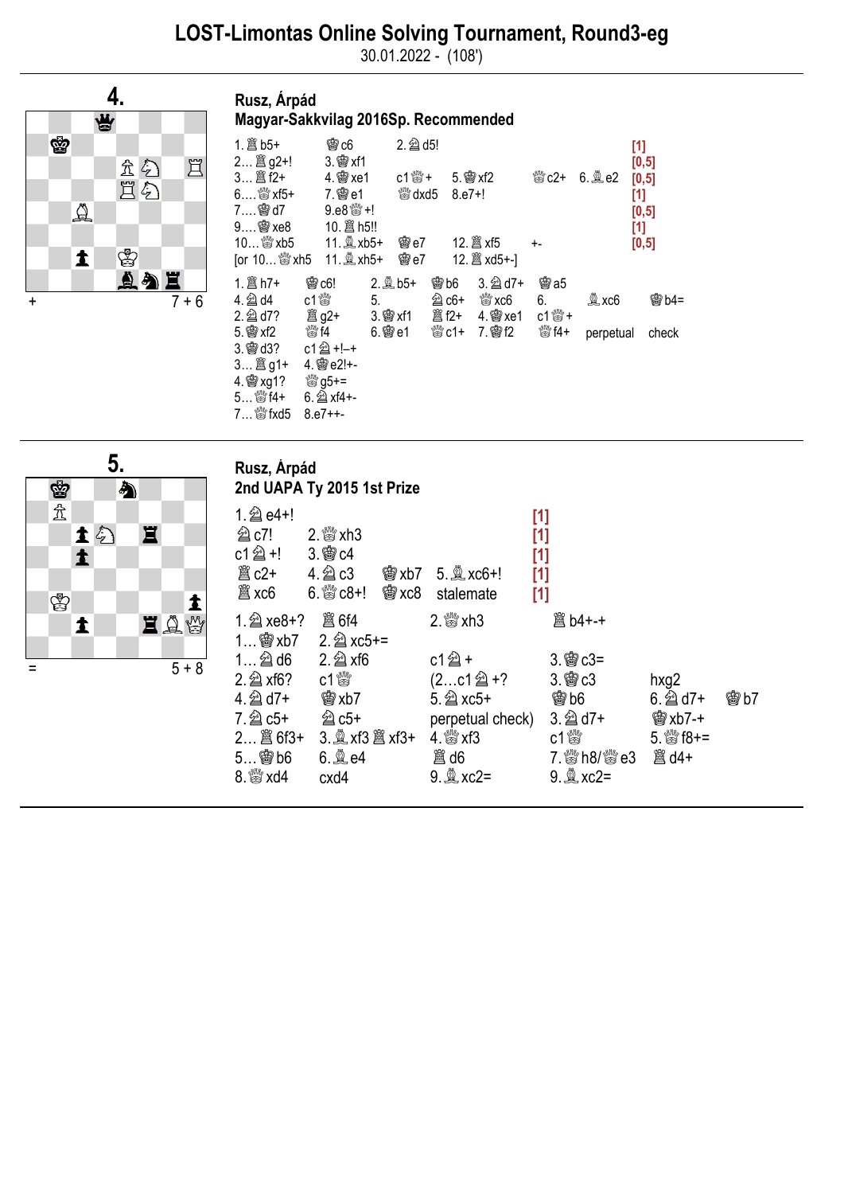# LOST-Limontas Online Solving Tournament, Round3-eg

30.01.2022 - (108')

## 4.

+ 7 + 6

**Rusz, Árpád**
**Magyar-Sakkvilag 2016Sp. Recommended**

1.♖b5+ ♔c6 2.♘d5! [1]
2...♖g2+! 3.♔xf1 [0,5]
3...♖f2+ 4.♔xe1 c1♕+ 5.♔xf2 ♕c2+ 6.♗e2 [0,5]
6....♕xf5+ 7.♔e1 ♕dxd5 8.e7+! [1]
7....♔d7 9.e8♕+! [0,5]
9....♔xe8 10.♖h5!! [1]
10...♕xb5 11.♗xb5+ ♔e7 12.♖xf5 +- [0,5]
[or 10...♕xh5 11.♗xh5+ ♔e7 12.♖xd5+-]

1.♖h7+ ♔c6! 2.♗b5+ ♔b6 3.♘d7+ ♔a5
4.♘d4 c1♕ 5. ♘c6+ ♕xc6 6. ♗xc6 ♔b4=
2.♘d7? ♖g2+ 3.♔xf1 ♖f2+ 4.♔xe1 c1♕+
5.♔xf2 ♕f4 6.♔e1 ♕c1+ 7.♔f2 ♕f4+ perpetual check
3.♔d3? c1♘+!-+
3...♖g1+ 4.♔e2!+-
4.♔xg1? ♕g5+=
5...♕f4+ 6.♘xf4+-
7...♕fxd5 8.e7++-

## 5.

= 5 + 8

**Rusz, Árpád**
**2nd UAPA Ty 2015 1st Prize**

1.♘e4+! [1]
♘c7! 2.♕xh3 [1]
c1♘+! 3.♔c4 [1]
♖c2+ 4.♘c3 ♔xb7 5.♗xc6+! [1]
♖xc6 6.♕c8+! ♔xc8 stalemate [1]

1.♘xe8+? ♖6f4 2.♕xh3 ♖b4+-+
1...♔xb7 2.♘xc5+=
1...♘d6 2.♘xf6 c1♘+ 3.♔c3=
2.♘xf6? c1♕ (2...c1♘+? 3.♔c3 hxg2
4.♘d7+ ♔xb7 5.♘xc5+ ♔b6 6.♘d7+ ♔b7
7.♘c5+ ♘c5+ perpetual check) 3.♘d7+ ♔xb7-+
2...♖6f3+ 3.♗xf3 ♖xf3+ 4.♕xf3 c1♕ 5.♕f8+=
5...♔b6 6.♗e4 ♖d6 7.♕h8/♕e3 ♖d4+
8.♕xd4 cxd4 9.♗xc2= 9.♗xc2=